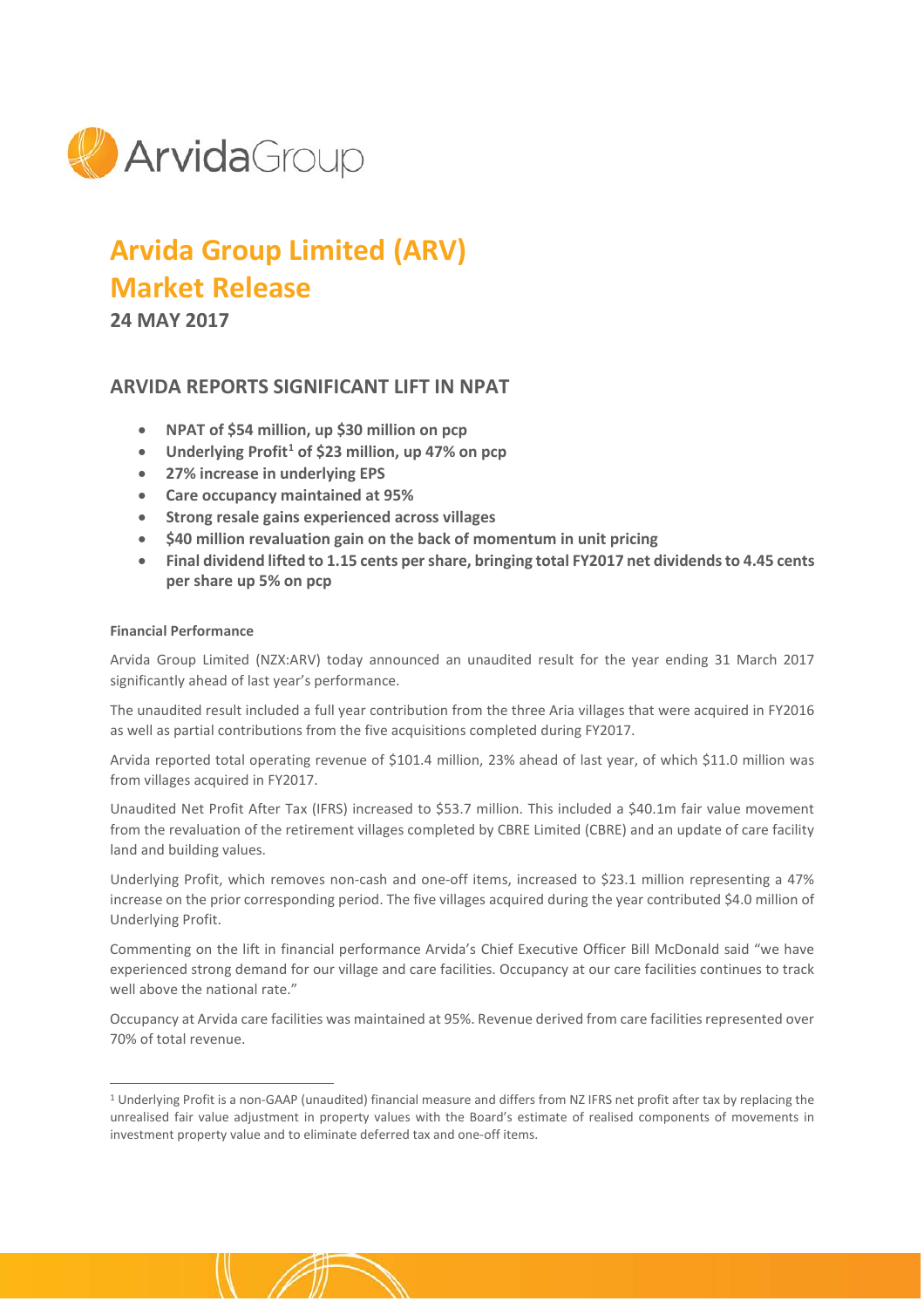ArvidaGroup

# Arvida Group Limited (ARV) Market Release

**24 MAY 2017**

## ARVIDA REPORTS SIGNIFICANT LIFT IN NPAT

- **NPAT of $54 million, up $30 million on pcp**
- **Underlying Profit[1] of $23 million, up 47% on pcp**
- **27% increase in underlying EPS**
- **Care occupancy maintained at 95%**
- **Strong resale gains experienced across villages**
- **$40 million revaluation gain on the back of momentum in unit pricing**
- **Final dividend lifted to 1.15 cents per share, bringing total FY2017 net dividends to 4.45 cents per share up 5% on pcp**

**Financial Performance**

Arvida Group Limited (NZX:ARV) today announced an unaudited result for the year ending 31 March 2017 significantly ahead of last year's performance.

The unaudited result included a full year contribution from the three Aria villages that were acquired in FY2016 as well as partial contributions from the five acquisitions completed during FY2017.

Arvida reported total operating revenue of $101.4 million, 23% ahead of last year, of which $11.0 million was from villages acquired in FY2017.

Unaudited Net Profit After Tax (IFRS) increased to $53.7 million. This included a $40.1m fair value movement from the revaluation of the retirement villages completed by CBRE Limited (CBRE) and an update of care facility land and building values.

Underlying Profit, which removes non-cash and one-off items, increased to $23.1 million representing a 47% increase on the prior corresponding period. The five villages acquired during the year contributed $4.0 million of Underlying Profit.

Commenting on the lift in financial performance Arvida's Chief Executive Officer Bill McDonald said "we have experienced strong demand for our village and care facilities. Occupancy at our care facilities continues to track well above the national rate."

Occupancy at Arvida care facilities was maintained at 95%. Revenue derived from care facilities represented over 70% of total revenue.

[1] Underlying Profit is a non-GAAP (unaudited) financial measure and differs from NZ IFRS net profit after tax by replacing the unrealised fair value adjustment in property values with the Board's estimate of realised components of movements in investment property value and to eliminate deferred tax and one-off items.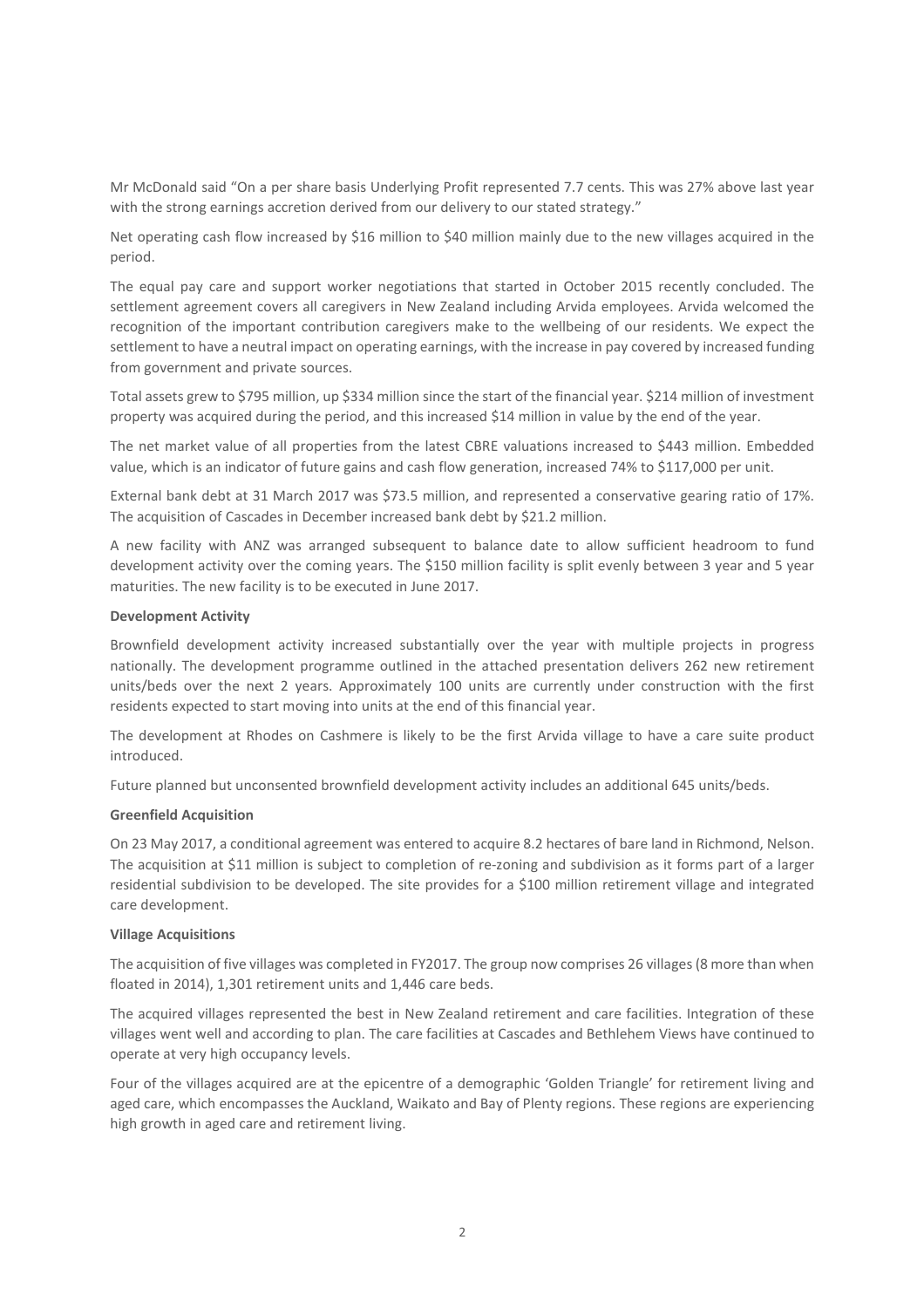Mr McDonald said "On a per share basis Underlying Profit represented 7.7 cents. This was 27% above last year with the strong earnings accretion derived from our delivery to our stated strategy."

Net operating cash flow increased by $16 million to $40 million mainly due to the new villages acquired in the period.

The equal pay care and support worker negotiations that started in October 2015 recently concluded. The settlement agreement covers all caregivers in New Zealand including Arvida employees. Arvida welcomed the recognition of the important contribution caregivers make to the wellbeing of our residents. We expect the settlement to have a neutral impact on operating earnings, with the increase in pay covered by increased funding from government and private sources.

Total assets grew to $795 million, up $334 million since the start of the financial year. $214 million of investment property was acquired during the period, and this increased $14 million in value by the end of the year.

The net market value of all properties from the latest CBRE valuations increased to $443 million. Embedded value, which is an indicator of future gains and cash flow generation, increased 74% to $117,000 per unit.

External bank debt at 31 March 2017 was $73.5 million, and represented a conservative gearing ratio of 17%. The acquisition of Cascades in December increased bank debt by $21.2 million.

A new facility with ANZ was arranged subsequent to balance date to allow sufficient headroom to fund development activity over the coming years. The $150 million facility is split evenly between 3 year and 5 year maturities. The new facility is to be executed in June 2017.

**Development Activity**

Brownfield development activity increased substantially over the year with multiple projects in progress nationally. The development programme outlined in the attached presentation delivers 262 new retirement units/beds over the next 2 years. Approximately 100 units are currently under construction with the first residents expected to start moving into units at the end of this financial year.

The development at Rhodes on Cashmere is likely to be the first Arvida village to have a care suite product introduced.

Future planned but unconsented brownfield development activity includes an additional 645 units/beds.

**Greenfield Acquisition**

On 23 May 2017, a conditional agreement was entered to acquire 8.2 hectares of bare land in Richmond, Nelson. The acquisition at $11 million is subject to completion of re-zoning and subdivision as it forms part of a larger residential subdivision to be developed. The site provides for a $100 million retirement village and integrated care development.

**Village Acquisitions**

The acquisition of five villages was completed in FY2017. The group now comprises 26 villages (8 more than when floated in 2014), 1,301 retirement units and 1,446 care beds.

The acquired villages represented the best in New Zealand retirement and care facilities. Integration of these villages went well and according to plan. The care facilities at Cascades and Bethlehem Views have continued to operate at very high occupancy levels.

Four of the villages acquired are at the epicentre of a demographic 'Golden Triangle' for retirement living and aged care, which encompasses the Auckland, Waikato and Bay of Plenty regions. These regions are experiencing high growth in aged care and retirement living.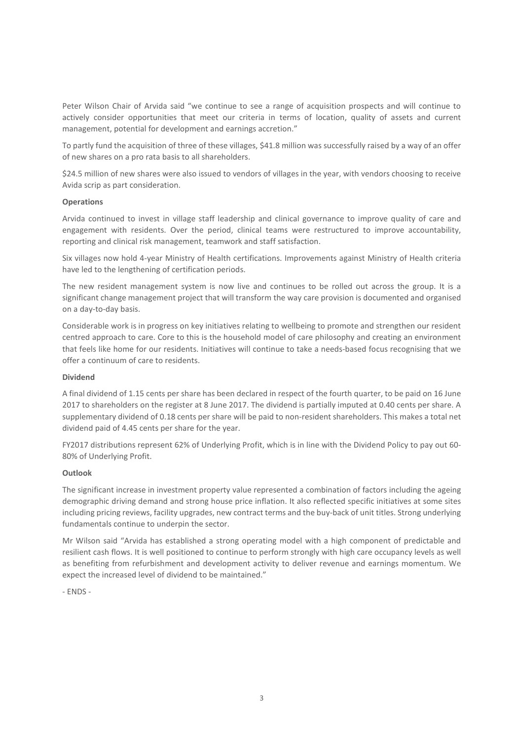Peter Wilson Chair of Arvida said "we continue to see a range of acquisition prospects and will continue to actively consider opportunities that meet our criteria in terms of location, quality of assets and current management, potential for development and earnings accretion."

To partly fund the acquisition of three of these villages, $41.8 million was successfully raised by a way of an offer of new shares on a pro rata basis to all shareholders.

$24.5 million of new shares were also issued to vendors of villages in the year, with vendors choosing to receive Avida scrip as part consideration.

**Operations**

Arvida continued to invest in village staff leadership and clinical governance to improve quality of care and engagement with residents. Over the period, clinical teams were restructured to improve accountability, reporting and clinical risk management, teamwork and staff satisfaction.

Six villages now hold 4-year Ministry of Health certifications. Improvements against Ministry of Health criteria have led to the lengthening of certification periods.

The new resident management system is now live and continues to be rolled out across the group. It is a significant change management project that will transform the way care provision is documented and organised on a day-to-day basis.

Considerable work is in progress on key initiatives relating to wellbeing to promote and strengthen our resident centred approach to care. Core to this is the household model of care philosophy and creating an environment that feels like home for our residents. Initiatives will continue to take a needs-based focus recognising that we offer a continuum of care to residents.

**Dividend**

A final dividend of 1.15 cents per share has been declared in respect of the fourth quarter, to be paid on 16 June 2017 to shareholders on the register at 8 June 2017. The dividend is partially imputed at 0.40 cents per share. A supplementary dividend of 0.18 cents per share will be paid to non-resident shareholders. This makes a total net dividend paid of 4.45 cents per share for the year.

FY2017 distributions represent 62% of Underlying Profit, which is in line with the Dividend Policy to pay out 60-80% of Underlying Profit.

**Outlook**

The significant increase in investment property value represented a combination of factors including the ageing demographic driving demand and strong house price inflation. It also reflected specific initiatives at some sites including pricing reviews, facility upgrades, new contract terms and the buy-back of unit titles. Strong underlying fundamentals continue to underpin the sector.

Mr Wilson said "Arvida has established a strong operating model with a high component of predictable and resilient cash flows. It is well positioned to continue to perform strongly with high care occupancy levels as well as benefiting from refurbishment and development activity to deliver revenue and earnings momentum. We expect the increased level of dividend to be maintained."

- ENDS -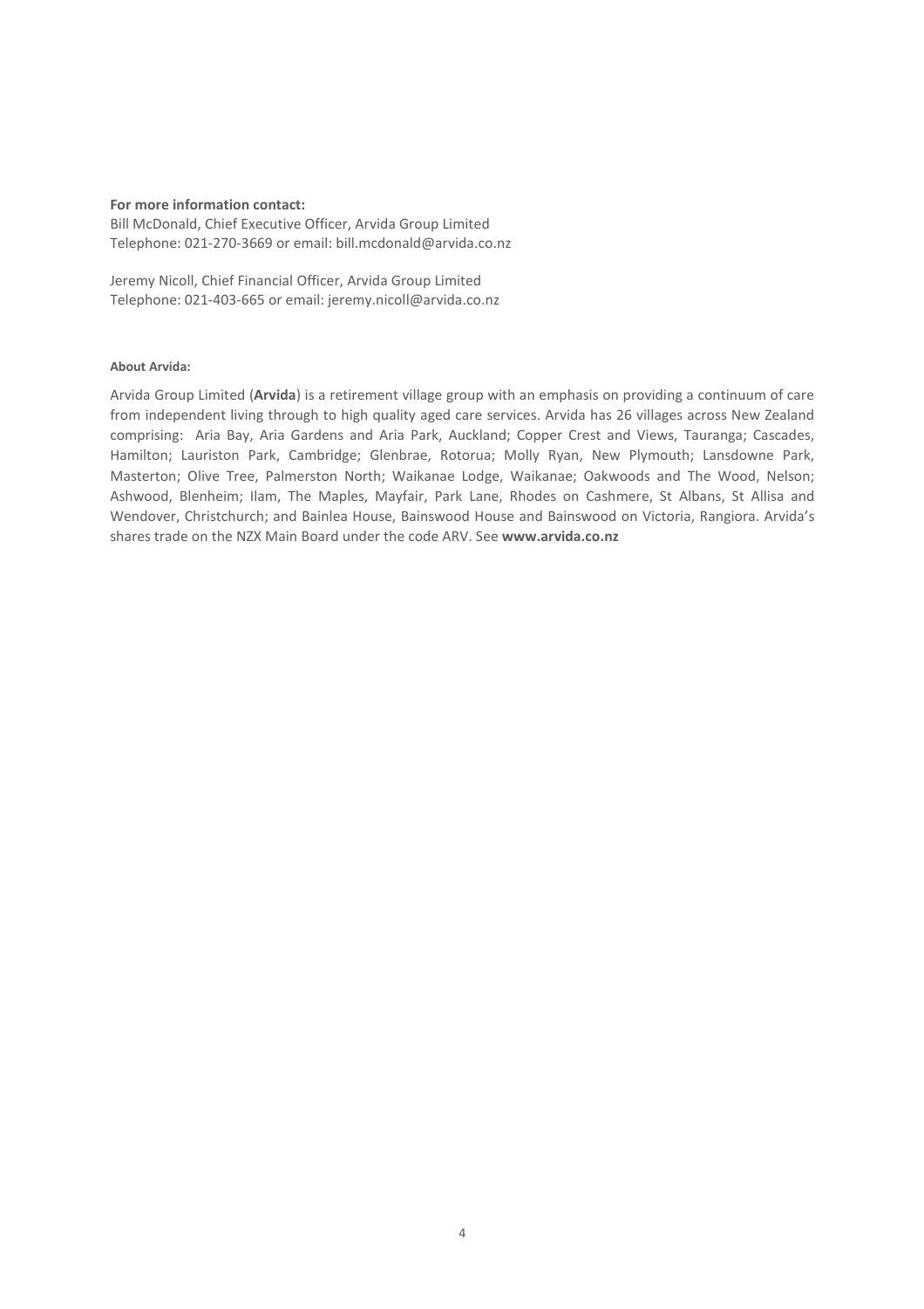**For more information contact:**

Bill McDonald, Chief Executive Officer, Arvida Group Limited
Telephone: 021-270-3669 or email: bill.mcdonald@arvida.co.nz

Jeremy Nicoll, Chief Financial Officer, Arvida Group Limited
Telephone: 021-403-665 or email: jeremy.nicoll@arvida.co.nz

**About Arvida:**

Arvida Group Limited (**Arvida**) is a retirement village group with an emphasis on providing a continuum of care from independent living through to high quality aged care services. Arvida has 26 villages across New Zealand comprising: Aria Bay, Aria Gardens and Aria Park, Auckland; Copper Crest and Views, Tauranga; Cascades, Hamilton; Lauriston Park, Cambridge; Glenbrae, Rotorua; Molly Ryan, New Plymouth; Lansdowne Park, Masterton; Olive Tree, Palmerston North; Waikanae Lodge, Waikanae; Oakwoods and The Wood, Nelson; Ashwood, Blenheim; Ilam, The Maples, Mayfair, Park Lane, Rhodes on Cashmere, St Albans, St Allisa and Wendover, Christchurch; and Bainlea House, Bainswood House and Bainswood on Victoria, Rangiora. Arvida's shares trade on the NZX Main Board under the code ARV. See **www.arvida.co.nz**